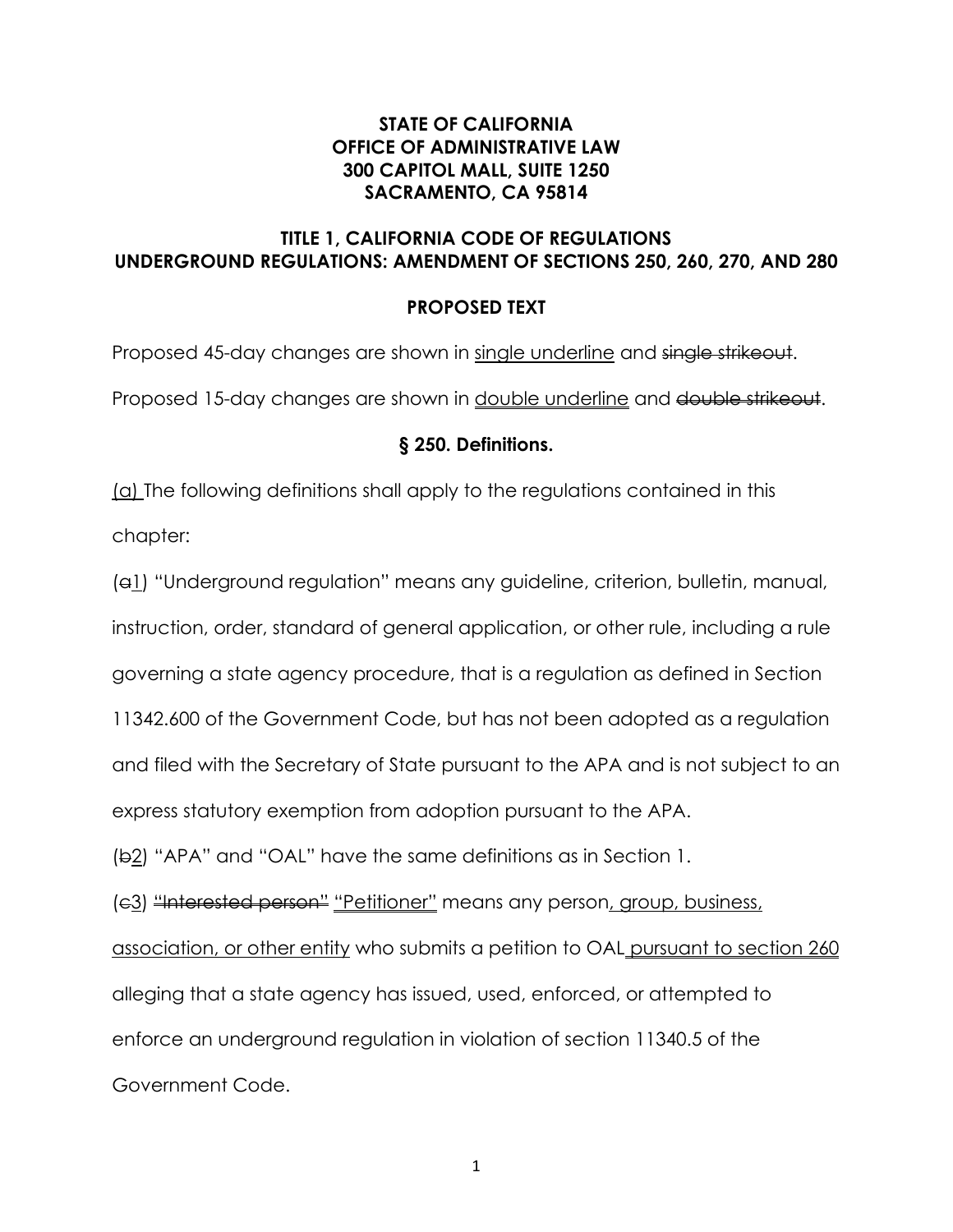**STATE OF CALIFORNIA**
**OFFICE OF ADMINISTRATIVE LAW**
**300 CAPITOL MALL, SUITE 1250**
**SACRAMENTO, CA 95814**

## TITLE 1, CALIFORNIA CODE OF REGULATIONS
## UNDERGROUND REGULATIONS: AMENDMENT OF SECTIONS 250, 260, 270, AND 280

### PROPOSED TEXT

Proposed 45-day changes are shown in <u>single underline</u> and ~~single strikeout~~.

Proposed 15-day changes are shown in <u>double underline</u> and ~~double strikeout~~.

### § 250. Definitions.

<u>(a)</u> The following definitions shall apply to the regulations contained in this chapter:

(~~a~~<u>1</u>) "Underground regulation" means any guideline, criterion, bulletin, manual, instruction, order, standard of general application, or other rule, including a rule governing a state agency procedure, that is a regulation as defined in Section 11342.600 of the Government Code, but has not been adopted as a regulation and filed with the Secretary of State pursuant to the APA and is not subject to an express statutory exemption from adoption pursuant to the APA.

(~~b~~<u>2</u>) "APA" and "OAL" have the same definitions as in Section 1.

(~~c~~<u>3</u>) ~~"Interested person"~~ <u>"Petitioner"</u> means any person<u>, group, business, association, or other entity</u> who submits a petition to OAL<u> pursuant to section 260</u> alleging that a state agency has issued, used, enforced, or attempted to enforce an underground regulation in violation of section 11340.5 of the Government Code.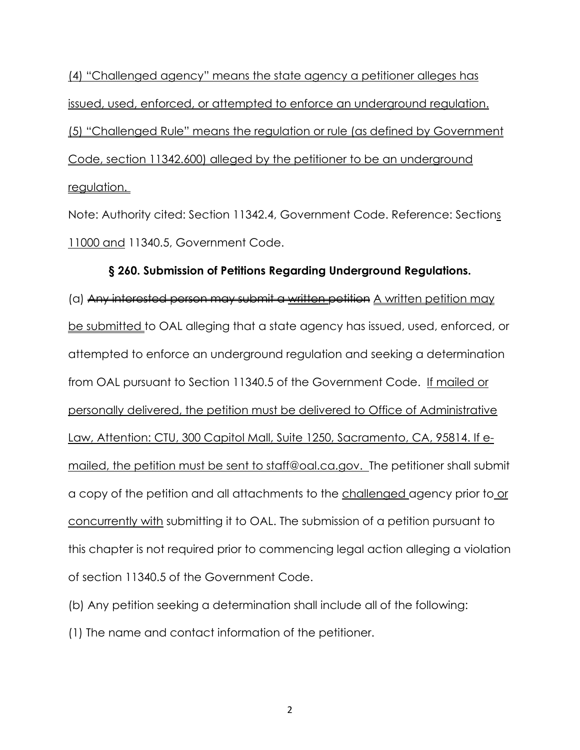(4) "Challenged agency" means the state agency a petitioner alleges has issued, used, enforced, or attempted to enforce an underground regulation.

(5) "Challenged Rule" means the regulation or rule (as defined by Government Code, section 11342.600) alleged by the petitioner to be an underground regulation.

Note: Authority cited: Section 11342.4, Government Code. Reference: Sections 11000 and 11340.5, Government Code.

**§ 260. Submission of Petitions Regarding Underground Regulations.**

(a) ~~Any interested person may submit a written petition~~ A written petition may be submitted to OAL alleging that a state agency has issued, used, enforced, or attempted to enforce an underground regulation and seeking a determination from OAL pursuant to Section 11340.5 of the Government Code. If mailed or personally delivered, the petition must be delivered to Office of Administrative Law, Attention: CTU, 300 Capitol Mall, Suite 1250, Sacramento, CA, 95814. If e-mailed, the petition must be sent to staff@oal.ca.gov. The petitioner shall submit a copy of the petition and all attachments to the challenged agency prior to or concurrently with submitting it to OAL. The submission of a petition pursuant to this chapter is not required prior to commencing legal action alleging a violation of section 11340.5 of the Government Code.

(b) Any petition seeking a determination shall include all of the following:

(1) The name and contact information of the petitioner.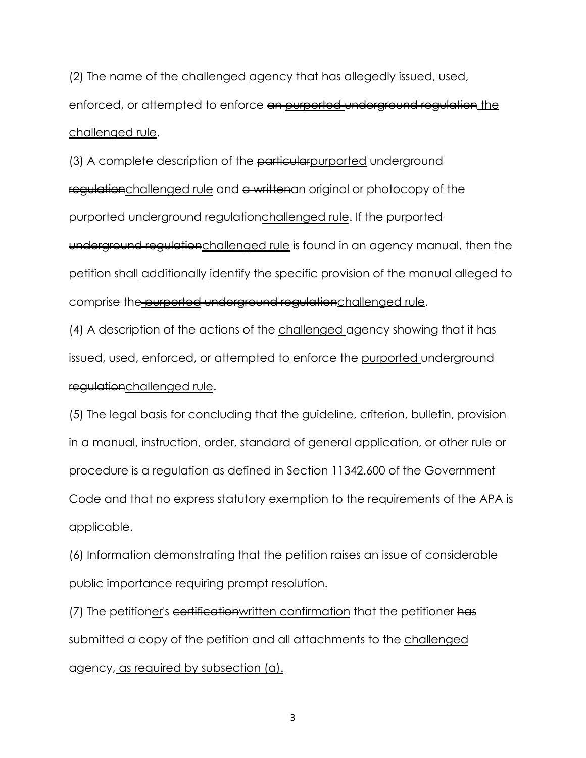(2) The name of the <u>challenged</u> agency that has allegedly issued, used, enforced, or attempted to enforce ~~an purported underground regulation~~ <u>the challenged rule</u>.

(3) A complete description of the ~~particularpurported underground regulation~~<u>challenged rule</u> and ~~a written~~<u>an original or photo</u>copy of the ~~purported underground regulation~~<u>challenged rule</u>. If the ~~purported underground regulation~~<u>challenged rule</u> is found in an agency manual, <u>then</u> the petition shall <u>additionally</u> identify the specific provision of the manual alleged to comprise the~~ purported underground regulation~~<u>challenged rule</u>.

(4) A description of the actions of the <u>challenged</u> agency showing that it has issued, used, enforced, or attempted to enforce the ~~purported underground regulation~~<u>challenged rule</u>.

(5) The legal basis for concluding that the guideline, criterion, bulletin, provision in a manual, instruction, order, standard of general application, or other rule or procedure is a regulation as defined in Section 11342.600 of the Government Code and that no express statutory exemption to the requirements of the APA is applicable.

(6) Information demonstrating that the petition raises an issue of considerable public importance~~ requiring prompt resolution~~.

(7) The petition<u>er</u>'s ~~certification~~<u>written confirmation</u> that the petitioner ~~has~~ submitted a copy of the petition and all attachments to the <u>challenged</u> agency<u>, as required by subsection (a).</u>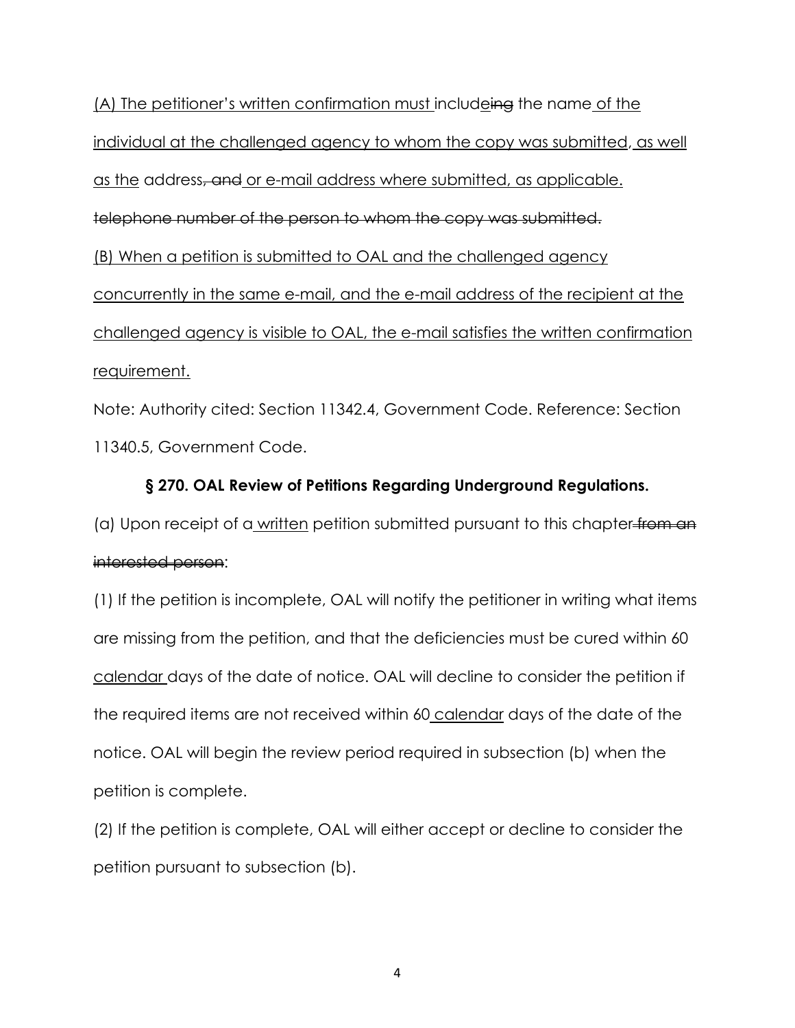(A) The petitioner's written confirmation must includeing the name of the individual at the challenged agency to whom the copy was submitted, as well as the address, and or e-mail address where submitted, as applicable. telephone number of the person to whom the copy was submitted.

(B) When a petition is submitted to OAL and the challenged agency concurrently in the same e-mail, and the e-mail address of the recipient at the challenged agency is visible to OAL, the e-mail satisfies the written confirmation requirement.

Note: Authority cited: Section 11342.4, Government Code. Reference: Section 11340.5, Government Code.

**§ 270. OAL Review of Petitions Regarding Underground Regulations.**

(a) Upon receipt of a written petition submitted pursuant to this chapter from an interested person:

(1) If the petition is incomplete, OAL will notify the petitioner in writing what items are missing from the petition, and that the deficiencies must be cured within 60 calendar days of the date of notice. OAL will decline to consider the petition if the required items are not received within 60 calendar days of the date of the notice. OAL will begin the review period required in subsection (b) when the petition is complete.

(2) If the petition is complete, OAL will either accept or decline to consider the petition pursuant to subsection (b).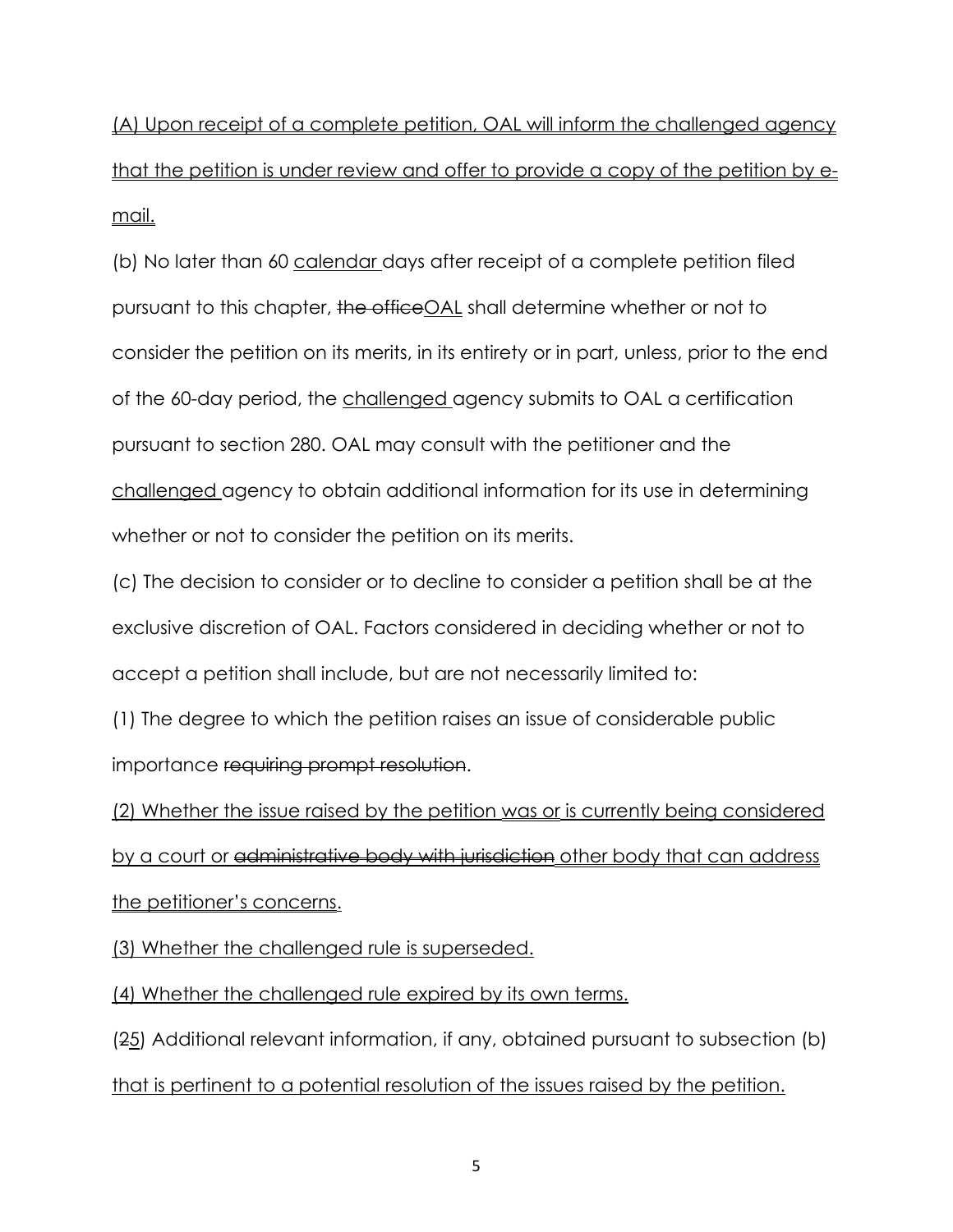<u>(A) Upon receipt of a complete petition, OAL will inform the challenged agency that the petition is under review and offer to provide a copy of the petition by e-mail.</u>

(b) No later than 60 <u>calendar</u> days after receipt of a complete petition filed pursuant to this chapter, ~~the office~~<u>OAL</u> shall determine whether or not to consider the petition on its merits, in its entirety or in part, unless, prior to the end of the 60-day period, the <u>challenged</u> agency submits to OAL a certification pursuant to section 280. OAL may consult with the petitioner and the <u>challenged</u> agency to obtain additional information for its use in determining whether or not to consider the petition on its merits.

(c) The decision to consider or to decline to consider a petition shall be at the exclusive discretion of OAL. Factors considered in deciding whether or not to accept a petition shall include, but are not necessarily limited to:

(1) The degree to which the petition raises an issue of considerable public importance ~~requiring prompt resolution~~.

<u>(2) Whether the issue raised by the petition was or is currently being considered by a court or</u> ~~administrative body with jurisdiction~~ <u>other body that can address the petitioner's concerns.</u>

<u>(3) Whether the challenged rule is superseded.</u>

<u>(4) Whether the challenged rule expired by its own terms.</u>

(~~2~~<u>5</u>) Additional relevant information, if any, obtained pursuant to subsection (b) <u>that is pertinent to a potential resolution of the issues raised by the petition.</u>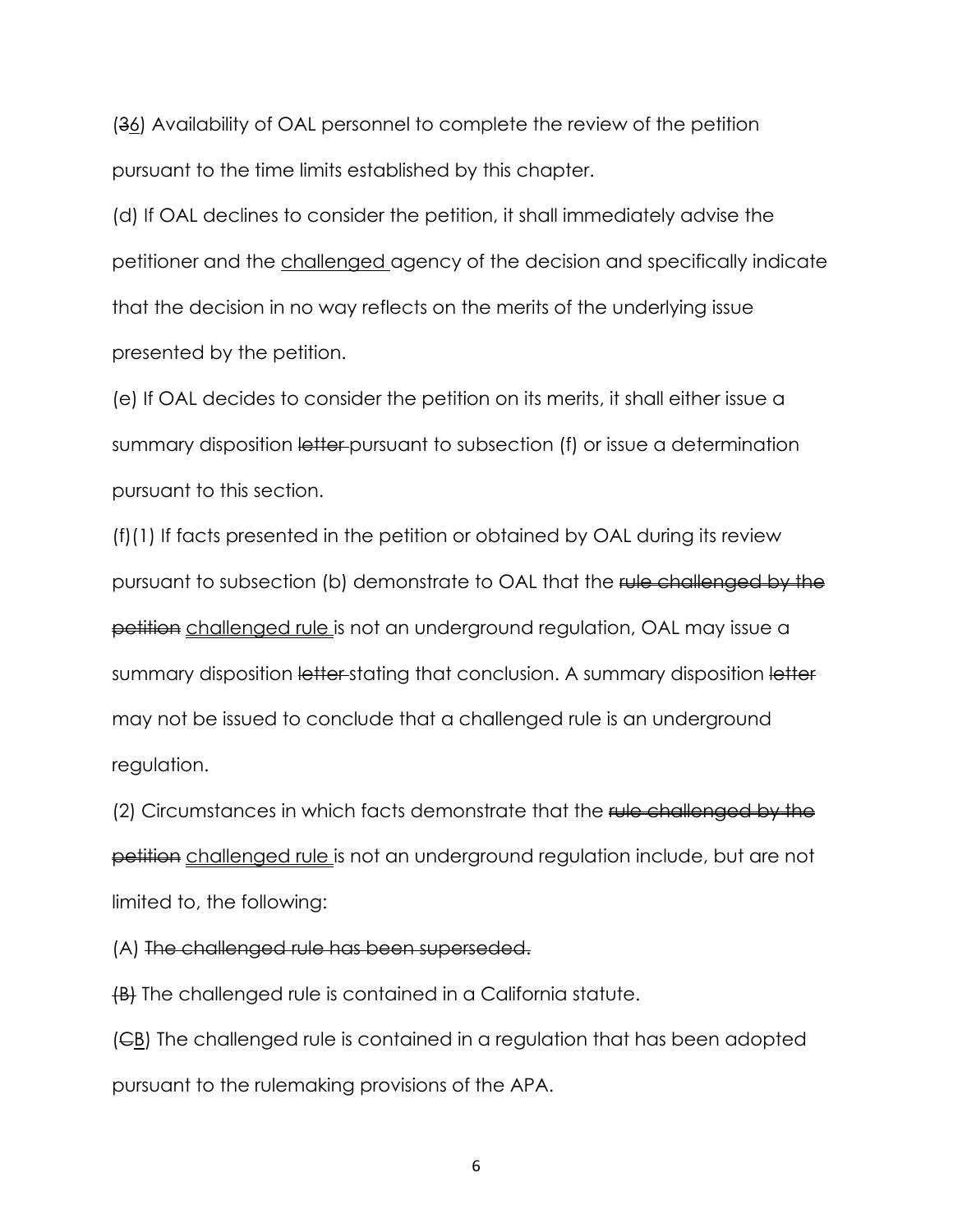(~~3~~6) Availability of OAL personnel to complete the review of the petition pursuant to the time limits established by this chapter.

(d) If OAL declines to consider the petition, it shall immediately advise the petitioner and the <u>challenged</u> agency of the decision and specifically indicate that the decision in no way reflects on the merits of the underlying issue presented by the petition.

(e) If OAL decides to consider the petition on its merits, it shall either issue a summary disposition ~~letter~~ pursuant to subsection (f) or issue a determination pursuant to this section.

(f)(1) If facts presented in the petition or obtained by OAL during its review pursuant to subsection (b) demonstrate to OAL that the ~~rule challenged by the petition~~ <u>challenged rule</u> is not an underground regulation, OAL may issue a summary disposition ~~letter~~ stating that conclusion. A summary disposition ~~letter~~ may not be issued to conclude that a challenged rule is an underground regulation.

(2) Circumstances in which facts demonstrate that the ~~rule challenged by the petition~~ <u>challenged rule</u> is not an underground regulation include, but are not limited to, the following:

(A) ~~The challenged rule has been superseded.~~

~~(B)~~ The challenged rule is contained in a California statute.

(~~C~~<u>B</u>) The challenged rule is contained in a regulation that has been adopted pursuant to the rulemaking provisions of the APA.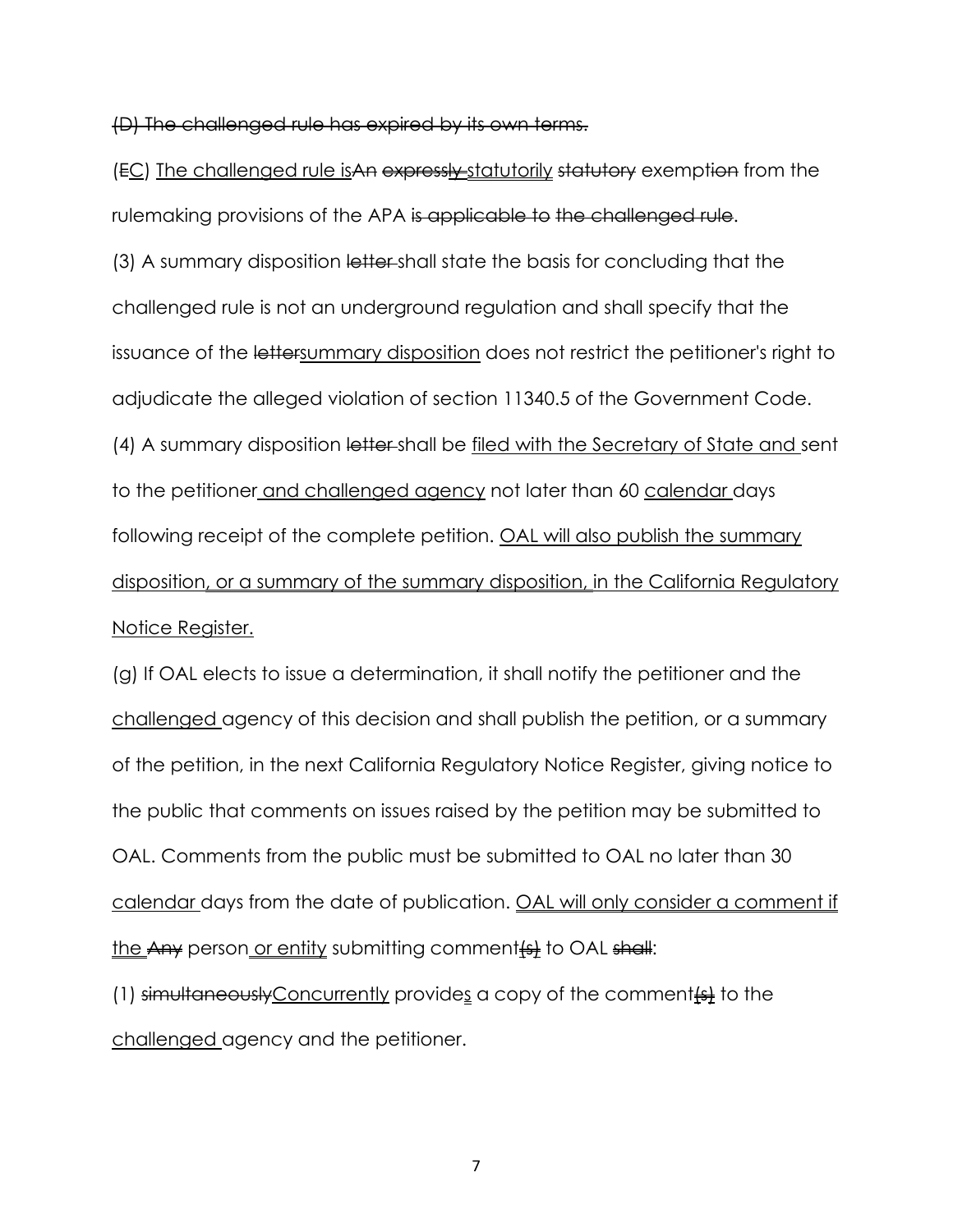~~(D) The challenged rule has expired by its own terms.~~

(~~E~~<u>C</u>) <u>The challenged rule is</u>~~An~~ ~~expressly~~ <u>statutorily</u> ~~statutory~~ exempt~~ion~~ from the rulemaking provisions of the APA ~~is applicable to~~ ~~the challenged rule~~.

(3) A summary disposition ~~letter~~ shall state the basis for concluding that the challenged rule is not an underground regulation and shall specify that the issuance of the ~~letter~~<u>summary disposition</u> does not restrict the petitioner's right to adjudicate the alleged violation of section 11340.5 of the Government Code.

(4) A summary disposition ~~letter~~ shall be <u>filed with the Secretary of State and</u> sent to the petitioner <u>and challenged agency</u> not later than 60 <u>calendar</u> days following receipt of the complete petition. <u>OAL will also publish the summary disposition, or a summary of the summary disposition, in the California Regulatory Notice Register.</u>

(g) If OAL elects to issue a determination, it shall notify the petitioner and the <u>challenged</u> agency of this decision and shall publish the petition, or a summary of the petition, in the next California Regulatory Notice Register, giving notice to the public that comments on issues raised by the petition may be submitted to OAL. Comments from the public must be submitted to OAL no later than 30 <u>calendar</u> days from the date of publication. <u>OAL will only consider a comment if the</u> ~~Any~~ person <u>or entity</u> submitting comment~~(s)~~ to OAL ~~shall~~:

(1) ~~simultaneously~~<u>Concurrently</u> provide<u>s</u> a copy of the comment~~(s)~~ to the <u>challenged</u> agency and the petitioner.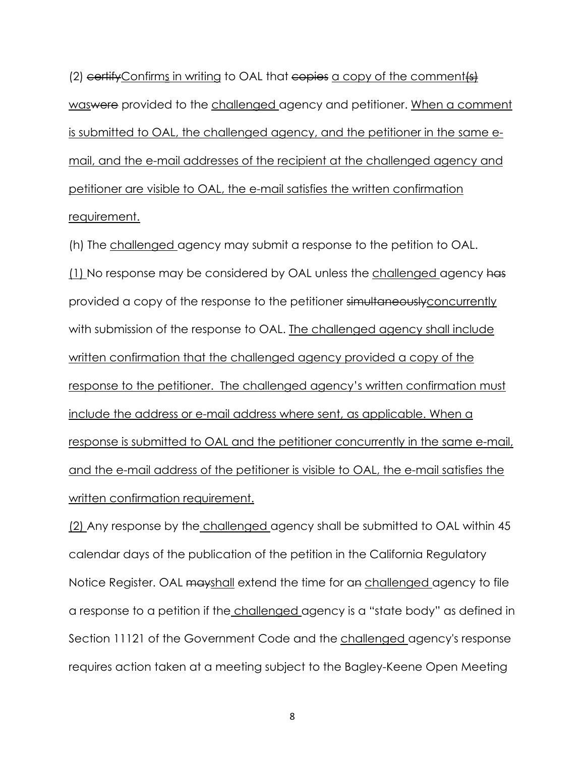(2) ~~certify~~<u>Confirms in writing</u> to OAL that ~~copies~~ <u>a copy of the comment</u>~~(s)~~ <u>was</u>~~were~~ provided to the <u>challenged</u> agency and petitioner. <u>When a comment is submitted to OAL, the challenged agency, and the petitioner in the same e-mail, and the e-mail addresses of the recipient at the challenged agency and petitioner are visible to OAL, the e-mail satisfies the written confirmation requirement.</u>

(h) The <u>challenged</u> agency may submit a response to the petition to OAL.

<u>(1)</u> No response may be considered by OAL unless the <u>challenged</u> agency ~~has~~ provided a copy of the response to the petitioner ~~simultaneously~~<u>concurrently</u> with submission of the response to OAL. <u>The challenged agency shall include written confirmation that the challenged agency provided a copy of the response to the petitioner. The challenged agency's written confirmation must include the address or e-mail address where sent, as applicable. When a response is submitted to OAL and the petitioner concurrently in the same e-mail, and the e-mail address of the petitioner is visible to OAL, the e-mail satisfies the written confirmation requirement.</u>

<u>(2)</u> Any response by the <u>challenged</u> agency shall be submitted to OAL within 45 calendar days of the publication of the petition in the California Regulatory Notice Register. OAL ~~may~~<u>shall</u> extend the time for a~~n~~ <u>challenged</u> agency to file a response to a petition if the <u>challenged</u> agency is a "state body" as defined in Section 11121 of the Government Code and the <u>challenged</u> agency's response requires action taken at a meeting subject to the Bagley-Keene Open Meeting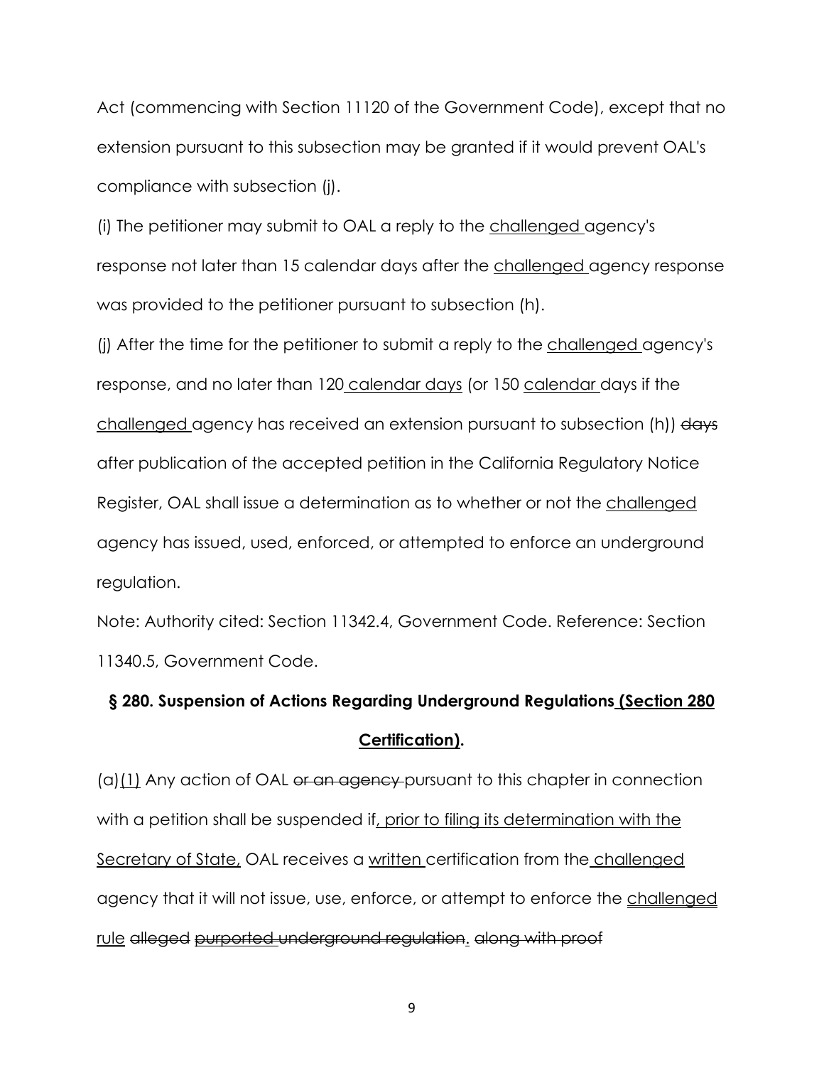Act (commencing with Section 11120 of the Government Code), except that no extension pursuant to this subsection may be granted if it would prevent OAL's compliance with subsection (j).

(i) The petitioner may submit to OAL a reply to the <u>challenged </u>agency's response not later than 15 calendar days after the <u>challenged </u>agency response was provided to the petitioner pursuant to subsection (h).

(j) After the time for the petitioner to submit a reply to the <u>challenged </u>agency's response, and no later than 120<u> calendar days</u> (or 150 <u>calendar </u>days if the <u>challenged </u>agency has received an extension pursuant to subsection (h)) ~~days~~ after publication of the accepted petition in the California Regulatory Notice Register, OAL shall issue a determination as to whether or not the <u>challenged</u> agency has issued, used, enforced, or attempted to enforce an underground regulation.

Note: Authority cited: Section 11342.4, Government Code. Reference: Section 11340.5, Government Code.

## § 280. Suspension of Actions Regarding Underground Regulations<u> (Section 280 Certification)</u>.

(a)<u>(1)</u> Any action of OAL ~~or an agency~~ pursuant to this chapter in connection with a petition shall be suspended if<u>, prior to filing its determination with the Secretary of State,</u> OAL receives a <u>written </u>certification from the<u> challenged</u> agency that it will not issue, use, enforce, or attempt to enforce the <u>challenged rule</u> ~~alleged~~ ~~purported underground regulation~~<u>.</u> ~~along with proof~~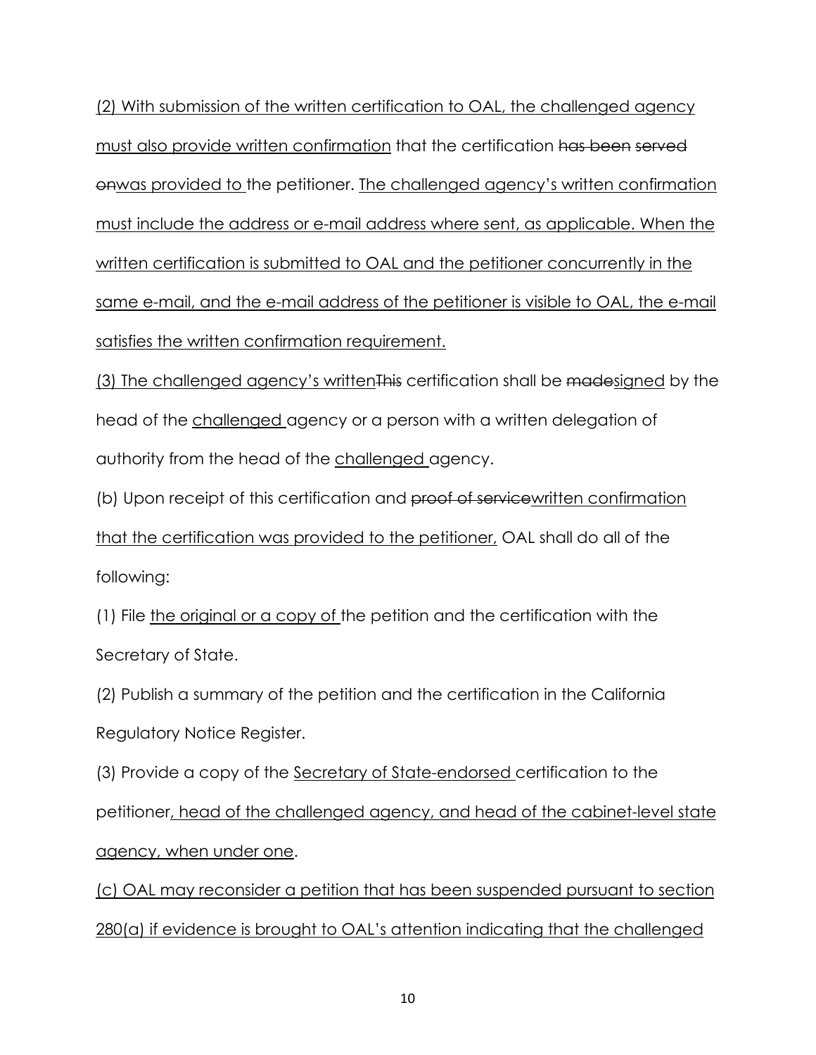<u>(2) With submission of the written certification to OAL, the challenged agency must also provide written confirmation</u> that the certification ~~has been served on~~<u>was provided to</u> the petitioner. <u>The challenged agency's written confirmation must include the address or e-mail address where sent, as applicable. When the written certification is submitted to OAL and the petitioner concurrently in the same e-mail, and the e-mail address of the petitioner is visible to OAL, the e-mail satisfies the written confirmation requirement.</u>

<u>(3) The challenged agency's written</u>~~This~~ certification shall be ~~made~~<u>signed</u> by the head of the <u>challenged</u> agency or a person with a written delegation of authority from the head of the <u>challenged</u> agency.

(b) Upon receipt of this certification and ~~proof of service~~<u>written confirmation that the certification was provided to the petitioner,</u> OAL shall do all of the following:

(1) File <u>the original or a copy of</u> the petition and the certification with the Secretary of State.

(2) Publish a summary of the petition and the certification in the California Regulatory Notice Register.

(3) Provide a copy of the <u>Secretary of State-endorsed</u> certification to the petitioner<u>, head of the challenged agency, and head of the cabinet-level state agency, when under one</u>.

<u>(c) OAL may reconsider a petition that has been suspended pursuant to section 280(a) if evidence is brought to OAL's attention indicating that the challenged</u>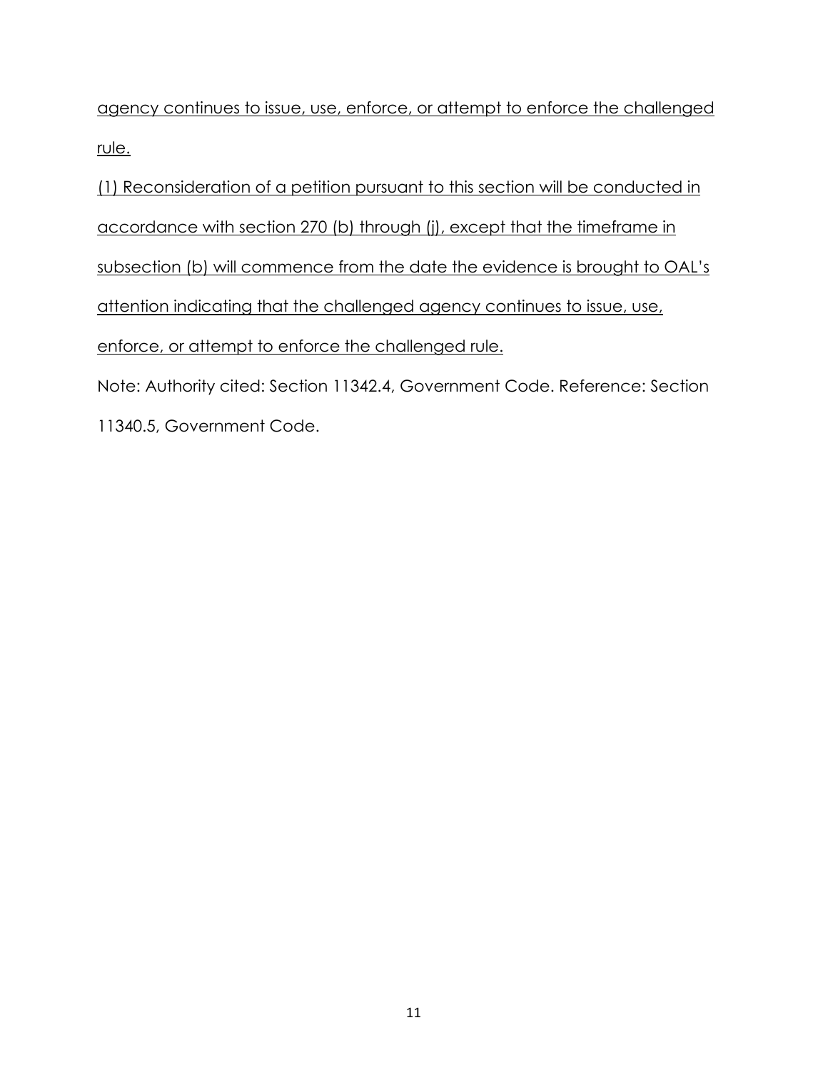<u>agency continues to issue, use, enforce, or attempt to enforce the challenged rule.</u>

<u>(1) Reconsideration of a petition pursuant to this section will be conducted in accordance with section 270 (b) through (j), except that the timeframe in subsection (b) will commence from the date the evidence is brought to OAL's attention indicating that the challenged agency continues to issue, use, enforce, or attempt to enforce the challenged rule.</u>

Note: Authority cited: Section 11342.4, Government Code. Reference: Section 11340.5, Government Code.